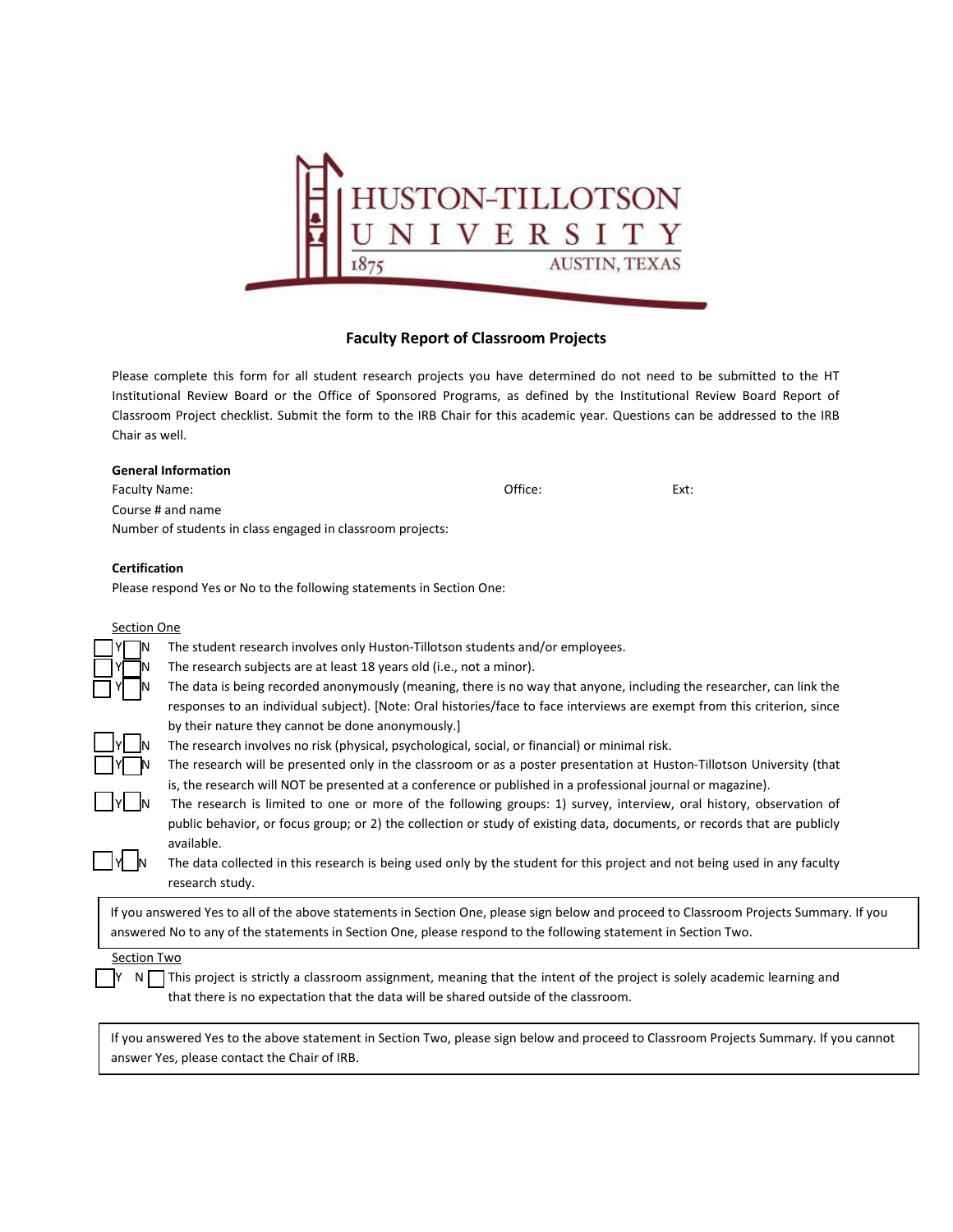HUSTON-TILLOTSON UNIVERSITY

1875 AUSTIN, TEXAS

## Faculty Report of Classroom Projects

Please complete this form for all student research projects you have determined do not need to be submitted to the HT Institutional Review Board or the Office of Sponsored Programs, as defined by the Institutional Review Board Report of Classroom Project checklist. Submit the form to the IRB Chair for this academic year. Questions can be addressed to the IRB Chair as well.

**General Information**

Faculty Name: Office: Ext:

Course # and name

Number of students in class engaged in classroom projects:

**Certification**

Please respond Yes or No to the following statements in Section One:

Section One

- ☐ Y ☐ N The student research involves only Huston-Tillotson students and/or employees.
- ☐ Y ☐ N The research subjects are at least 18 years old (i.e., not a minor).
- ☐ Y ☐ N The data is being recorded anonymously (meaning, there is no way that anyone, including the researcher, can link the responses to an individual subject). [Note: Oral histories/face to face interviews are exempt from this criterion, since by their nature they cannot be done anonymously.]
- ☐ Y ☐ N The research involves no risk (physical, psychological, social, or financial) or minimal risk.
- ☐ Y ☐ N The research will be presented only in the classroom or as a poster presentation at Huston-Tillotson University (that is, the research will NOT be presented at a conference or published in a professional journal or magazine).
- ☐ Y ☐ N The research is limited to one or more of the following groups: 1) survey, interview, oral history, observation of public behavior, or focus group; or 2) the collection or study of existing data, documents, or records that are publicly available.
- ☐ Y ☐ N The data collected in this research is being used only by the student for this project and not being used in any faculty research study.

If you answered Yes to all of the above statements in Section One, please sign below and proceed to Classroom Projects Summary. If you answered No to any of the statements in Section One, please respond to the following statement in Section Two.

Section Two

- ☐ Y ☐ N This project is strictly a classroom assignment, meaning that the intent of the project is solely academic learning and that there is no expectation that the data will be shared outside of the classroom.

If you answered Yes to the above statement in Section Two, please sign below and proceed to Classroom Projects Summary. If you cannot answer Yes, please contact the Chair of IRB.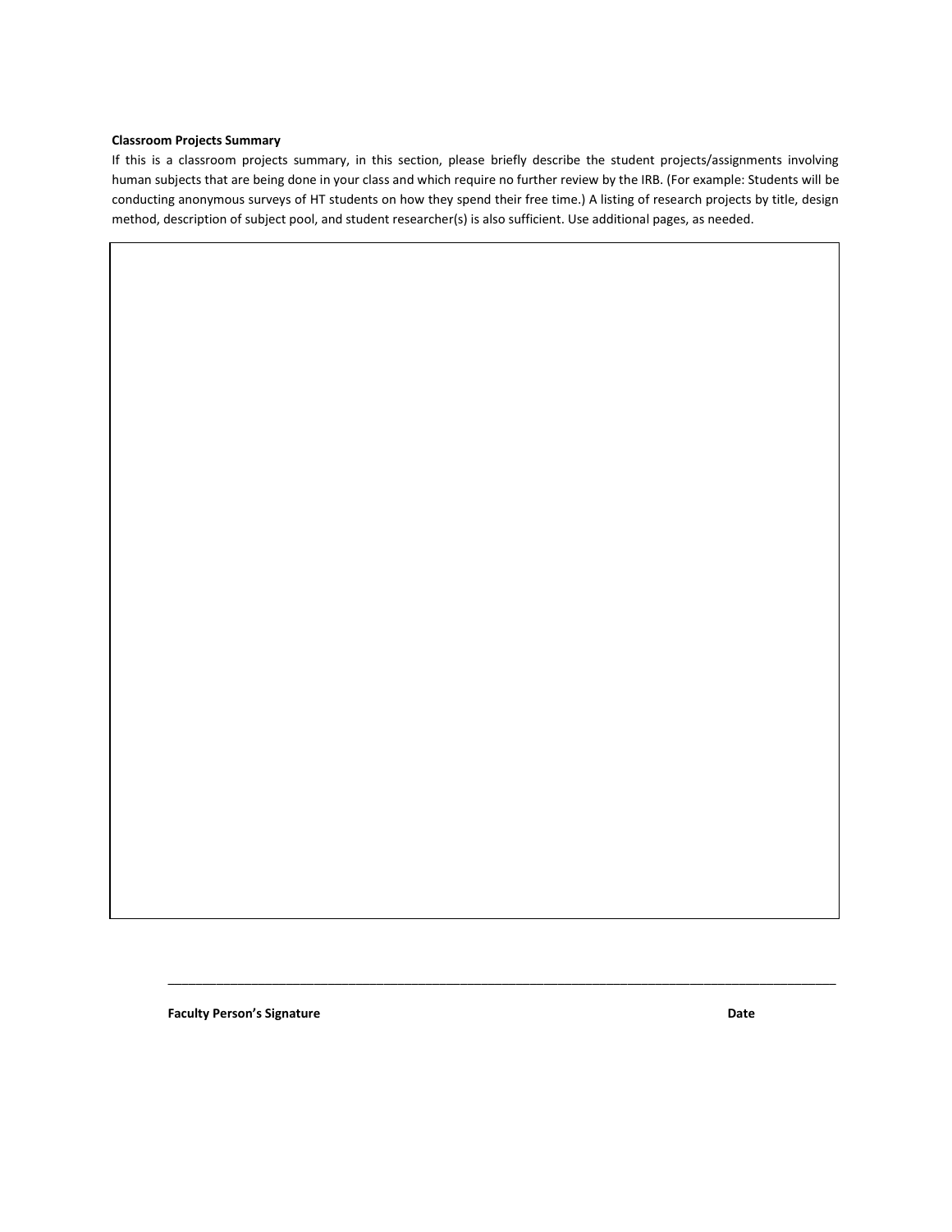**Classroom Projects Summary**

If this is a classroom projects summary, in this section, please briefly describe the student projects/assignments involving human subjects that are being done in your class and which require no further review by the IRB. (For example: Students will be conducting anonymous surveys of HT students on how they spend their free time.) A listing of research projects by title, design method, description of subject pool, and student researcher(s) is also sufficient. Use additional pages, as needed.

______________________________________________________________________________________________

**Faculty Person's Signature** **Date**